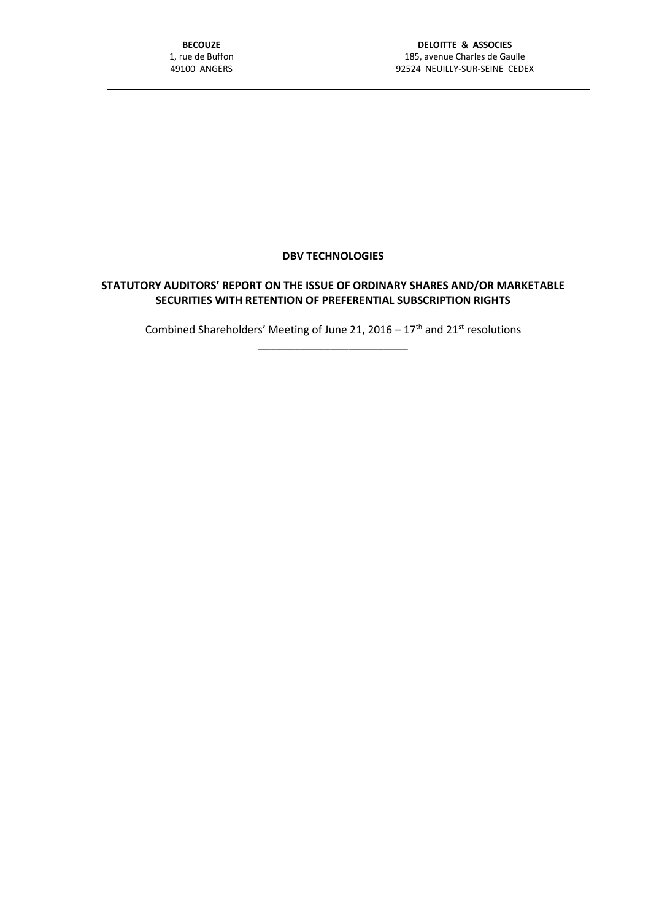**BECOUZE**
1, rue de Buffon
49100 ANGERS

**DELOITTE & ASSOCIES**
185, avenue Charles de Gaulle
92524 NEUILLY-SUR-SEINE CEDEX

---

# DBV TECHNOLOGIES

## STATUTORY AUDITORS' REPORT ON THE ISSUE OF ORDINARY SHARES AND/OR MARKETABLE SECURITIES WITH RETENTION OF PREFERENTIAL SUBSCRIPTION RIGHTS

Combined Shareholders' Meeting of June 21, 2016 – 17th and 21st resolutions

---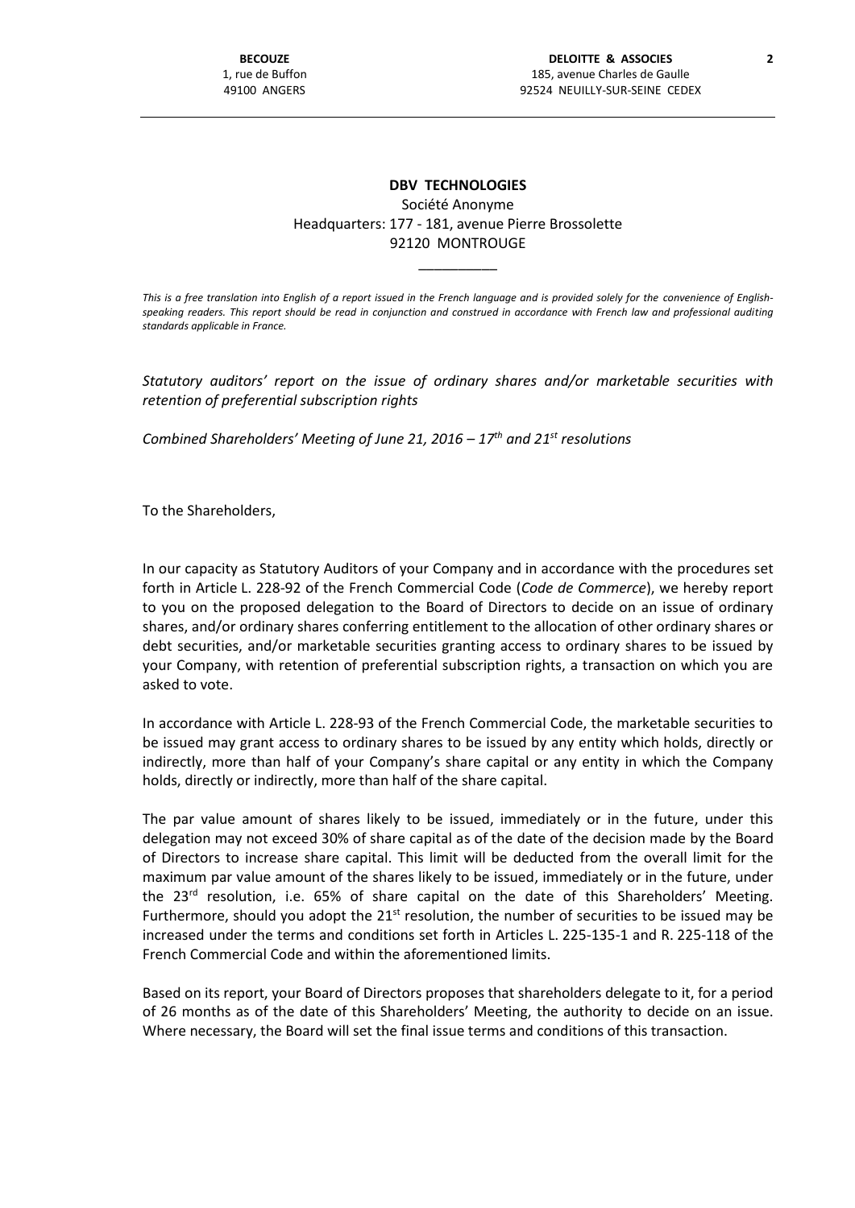BECOUZE
1, rue de Buffon
49100 ANGERS

DELOITTE & ASSOCIES
185, avenue Charles de Gaulle
92524 NEUILLY-SUR-SEINE CEDEX

**DBV TECHNOLOGIES**

Société Anonyme

Headquarters: 177 - 181, avenue Pierre Brossolette

92120 MONTROUGE

\_\_\_\_\_\_\_\_\_\_

*This is a free translation into English of a report issued in the French language and is provided solely for the convenience of English-speaking readers. This report should be read in conjunction and construed in accordance with French law and professional auditing standards applicable in France.*

*Statutory auditors' report on the issue of ordinary shares and/or marketable securities with retention of preferential subscription rights*

*Combined Shareholders' Meeting of June 21, 2016 – 17th and 21st resolutions*

To the Shareholders,

In our capacity as Statutory Auditors of your Company and in accordance with the procedures set forth in Article L. 228-92 of the French Commercial Code (*Code de Commerce*), we hereby report to you on the proposed delegation to the Board of Directors to decide on an issue of ordinary shares, and/or ordinary shares conferring entitlement to the allocation of other ordinary shares or debt securities, and/or marketable securities granting access to ordinary shares to be issued by your Company, with retention of preferential subscription rights, a transaction on which you are asked to vote.

In accordance with Article L. 228-93 of the French Commercial Code, the marketable securities to be issued may grant access to ordinary shares to be issued by any entity which holds, directly or indirectly, more than half of your Company's share capital or any entity in which the Company holds, directly or indirectly, more than half of the share capital.

The par value amount of shares likely to be issued, immediately or in the future, under this delegation may not exceed 30% of share capital as of the date of the decision made by the Board of Directors to increase share capital. This limit will be deducted from the overall limit for the maximum par value amount of the shares likely to be issued, immediately or in the future, under the 23rd resolution, i.e. 65% of share capital on the date of this Shareholders' Meeting. Furthermore, should you adopt the 21st resolution, the number of securities to be issued may be increased under the terms and conditions set forth in Articles L. 225-135-1 and R. 225-118 of the French Commercial Code and within the aforementioned limits.

Based on its report, your Board of Directors proposes that shareholders delegate to it, for a period of 26 months as of the date of this Shareholders' Meeting, the authority to decide on an issue. Where necessary, the Board will set the final issue terms and conditions of this transaction.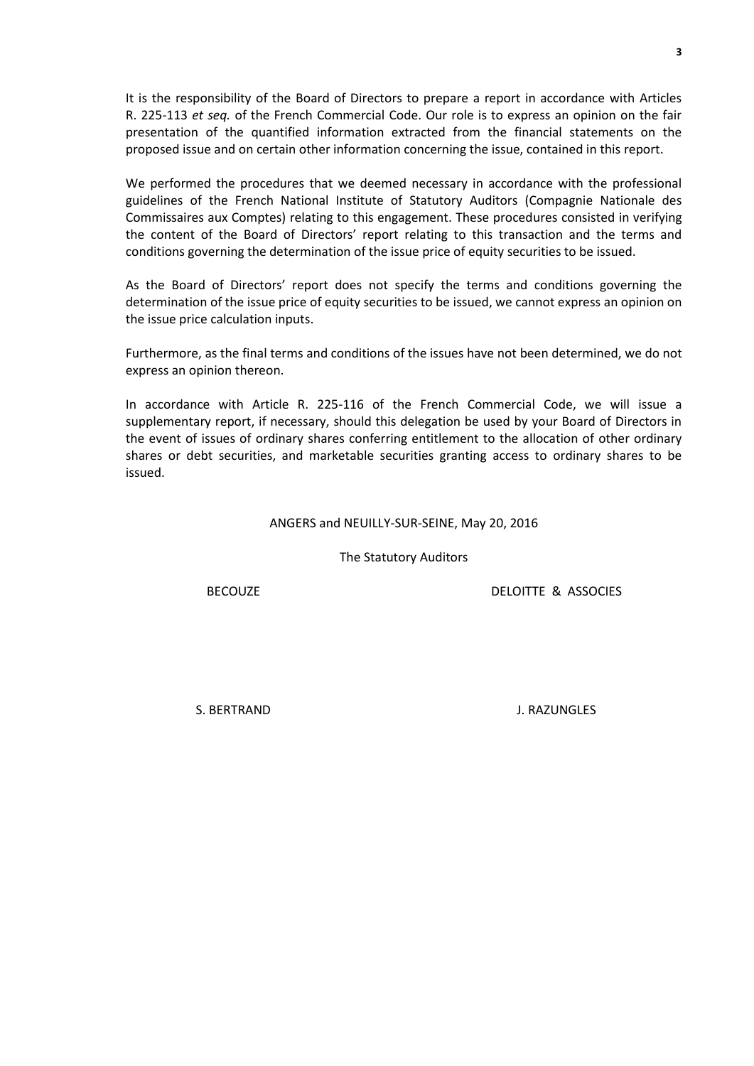It is the responsibility of the Board of Directors to prepare a report in accordance with Articles R. 225-113 *et seq.* of the French Commercial Code. Our role is to express an opinion on the fair presentation of the quantified information extracted from the financial statements on the proposed issue and on certain other information concerning the issue, contained in this report.

We performed the procedures that we deemed necessary in accordance with the professional guidelines of the French National Institute of Statutory Auditors (Compagnie Nationale des Commissaires aux Comptes) relating to this engagement. These procedures consisted in verifying the content of the Board of Directors' report relating to this transaction and the terms and conditions governing the determination of the issue price of equity securities to be issued.

As the Board of Directors' report does not specify the terms and conditions governing the determination of the issue price of equity securities to be issued, we cannot express an opinion on the issue price calculation inputs.

Furthermore, as the final terms and conditions of the issues have not been determined, we do not express an opinion thereon.

In accordance with Article R. 225-116 of the French Commercial Code, we will issue a supplementary report, if necessary, should this delegation be used by your Board of Directors in the event of issues of ordinary shares conferring entitlement to the allocation of other ordinary shares or debt securities, and marketable securities granting access to ordinary shares to be issued.

ANGERS and NEUILLY-SUR-SEINE, May 20, 2016

The Statutory Auditors

BECOUZE

S. BERTRAND

DELOITTE & ASSOCIES

J. RAZUNGLES